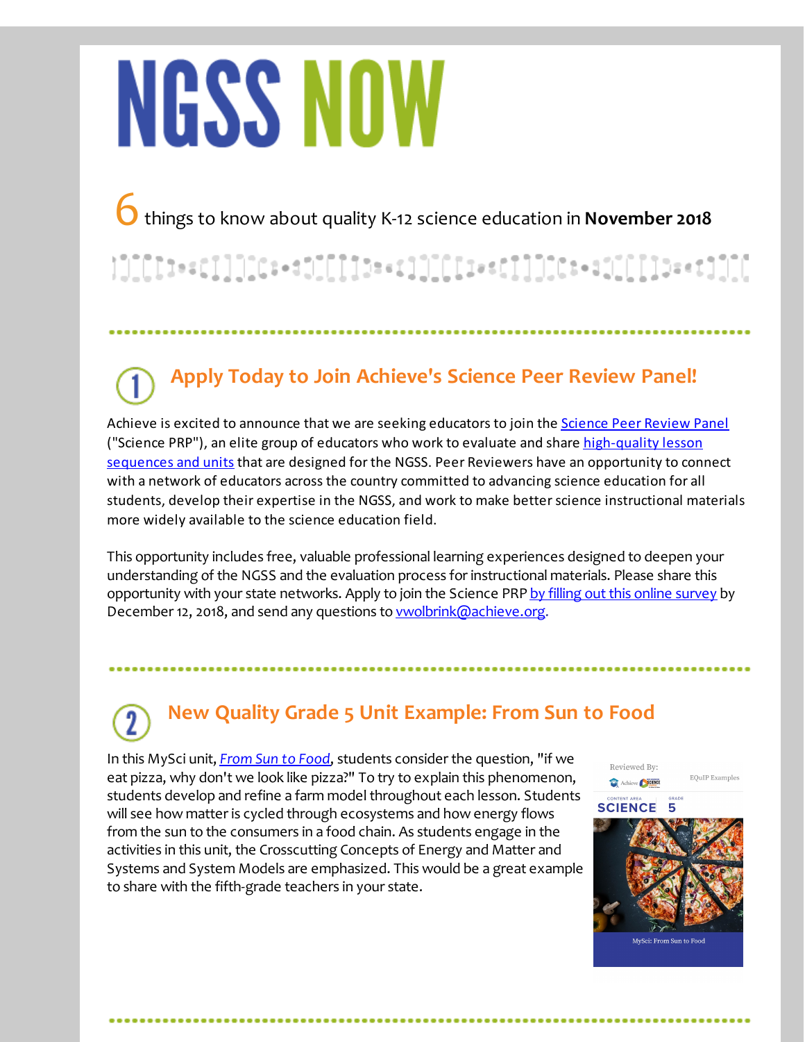# NGSS NOW

6 things to know about quality K-12 science education in **November 2018**

---

## 1 Apply Today to Join Achieve's Science Peer Review Panel!

Achieve is excited to announce that we are seeking educators to join the Science Peer Review Panel ("Science PRP"), an elite group of educators who work to evaluate and share high-quality lesson sequences and units that are designed for the NGSS. Peer Reviewers have an opportunity to connect with a network of educators across the country committed to advancing science education for all students, develop their expertise in the NGSS, and work to make better science instructional materials more widely available to the science education field.

This opportunity includes free, valuable professional learning experiences designed to deepen your understanding of the NGSS and the evaluation process for instructional materials. Please share this opportunity with your state networks. Apply to join the Science PRP by filling out this online survey by December 12, 2018, and send any questions to vwolbrink@achieve.org.

---

## 2 New Quality Grade 5 Unit Example: From Sun to Food

In this MySci unit, *From Sun to Food*, students consider the question, "if we eat pizza, why don't we look like pizza?" To try to explain this phenomenon, students develop and refine a farm model throughout each lesson. Students will see how matter is cycled through ecosystems and how energy flows from the sun to the consumers in a food chain. As students engage in the activities in this unit, the Crosscutting Concepts of Energy and Matter and Systems and System Models are emphasized. This would be a great example to share with the fifth-grade teachers in your state.

Reviewed By: Achieve | EQuIP Examples

CONTENT AREA SCIENCE | GRADE 5

MySci: From Sun to Food

---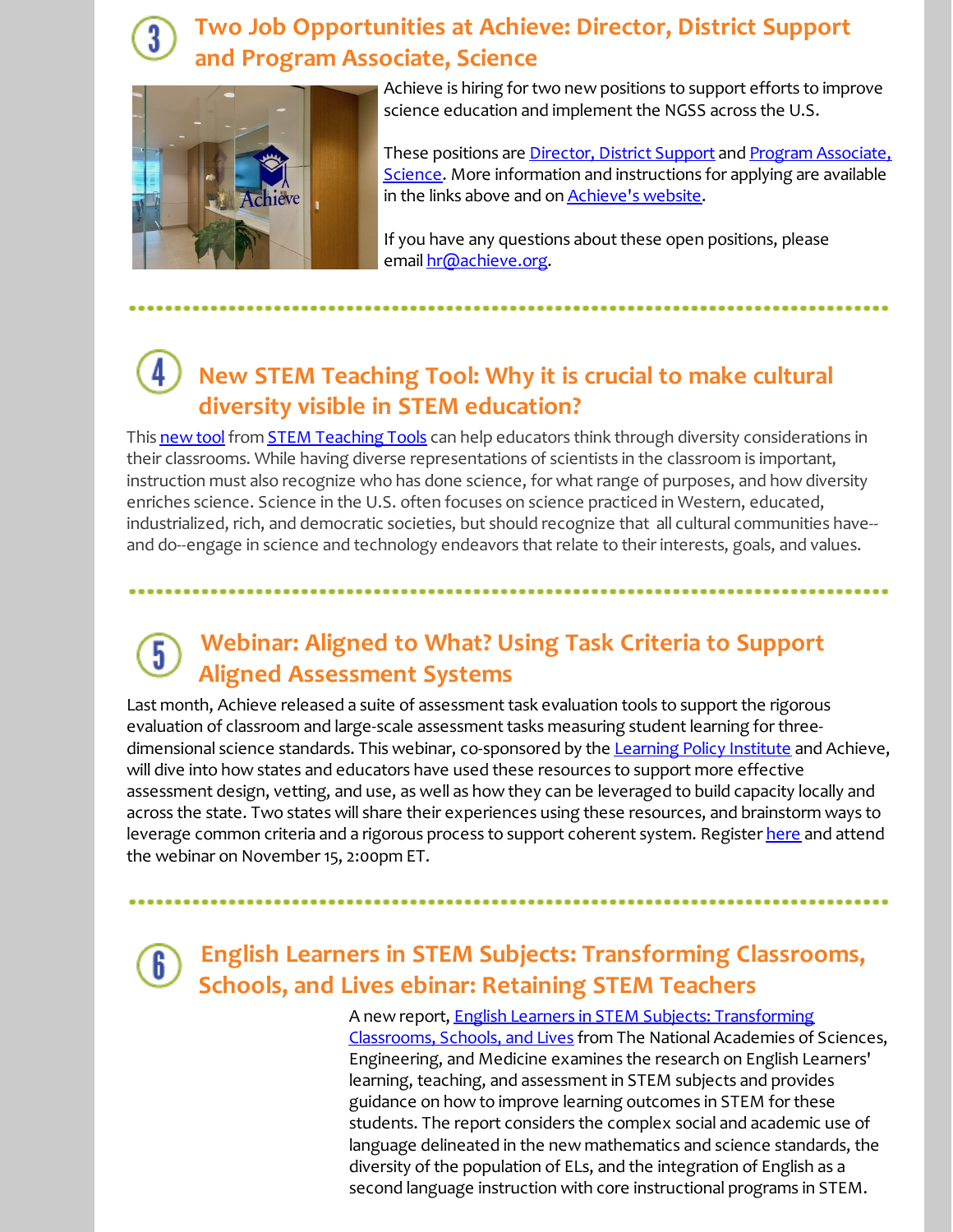## 3 Two Job Opportunities at Achieve: Director, District Support and Program Associate, Science

Achieve is hiring for two new positions to support efforts to improve science education and implement the NGSS across the U.S.

These positions are Director, District Support and Program Associate, Science. More information and instructions for applying are available in the links above and on Achieve's website.

If you have any questions about these open positions, please email hr@achieve.org.

## 4 New STEM Teaching Tool: Why it is crucial to make cultural diversity visible in STEM education?

This new tool from STEM Teaching Tools can help educators think through diversity considerations in their classrooms. While having diverse representations of scientists in the classroom is important, instruction must also recognize who has done science, for what range of purposes, and how diversity enriches science. Science in the U.S. often focuses on science practiced in Western, educated, industrialized, rich, and democratic societies, but should recognize that all cultural communities have--and do--engage in science and technology endeavors that relate to their interests, goals, and values.

## 5 Webinar: Aligned to What? Using Task Criteria to Support Aligned Assessment Systems

Last month, Achieve released a suite of assessment task evaluation tools to support the rigorous evaluation of classroom and large-scale assessment tasks measuring student learning for three-dimensional science standards. This webinar, co-sponsored by the Learning Policy Institute and Achieve, will dive into how states and educators have used these resources to support more effective assessment design, vetting, and use, as well as how they can be leveraged to build capacity locally and across the state. Two states will share their experiences using these resources, and brainstorm ways to leverage common criteria and a rigorous process to support coherent system. Register here and attend the webinar on November 15, 2:00pm ET.

## 6 English Learners in STEM Subjects: Transforming Classrooms, Schools, and Lives ebinar: Retaining STEM Teachers

A new report, English Learners in STEM Subjects: Transforming Classrooms, Schools, and Lives from The National Academies of Sciences, Engineering, and Medicine examines the research on English Learners' learning, teaching, and assessment in STEM subjects and provides guidance on how to improve learning outcomes in STEM for these students. The report considers the complex social and academic use of language delineated in the new mathematics and science standards, the diversity of the population of ELs, and the integration of English as a second language instruction with core instructional programs in STEM.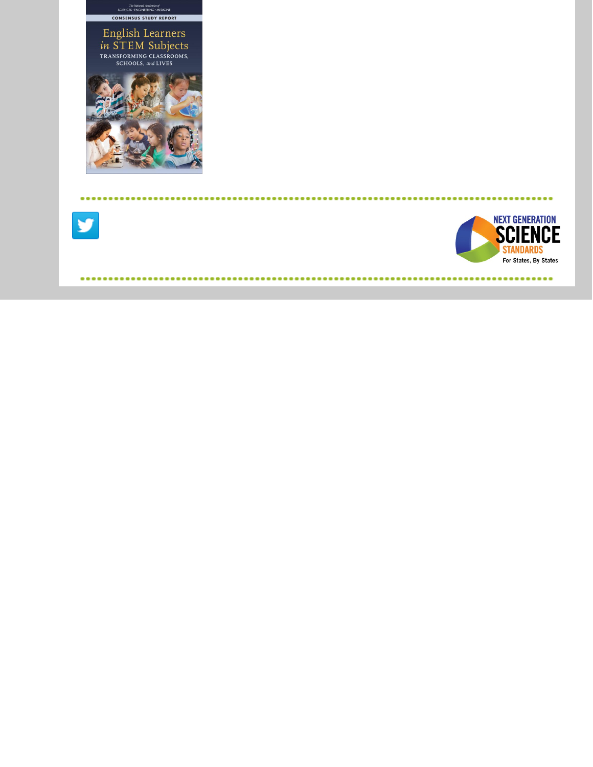The National Academies of SCIENCES · ENGINEERING · MEDICINE

CONSENSUS STUDY REPORT

English Learners *in* STEM Subjects

TRANSFORMING CLASSROOMS, SCHOOLS, *and* LIVES

NEXT GENERATION SCIENCE STANDARDS

For States, By States